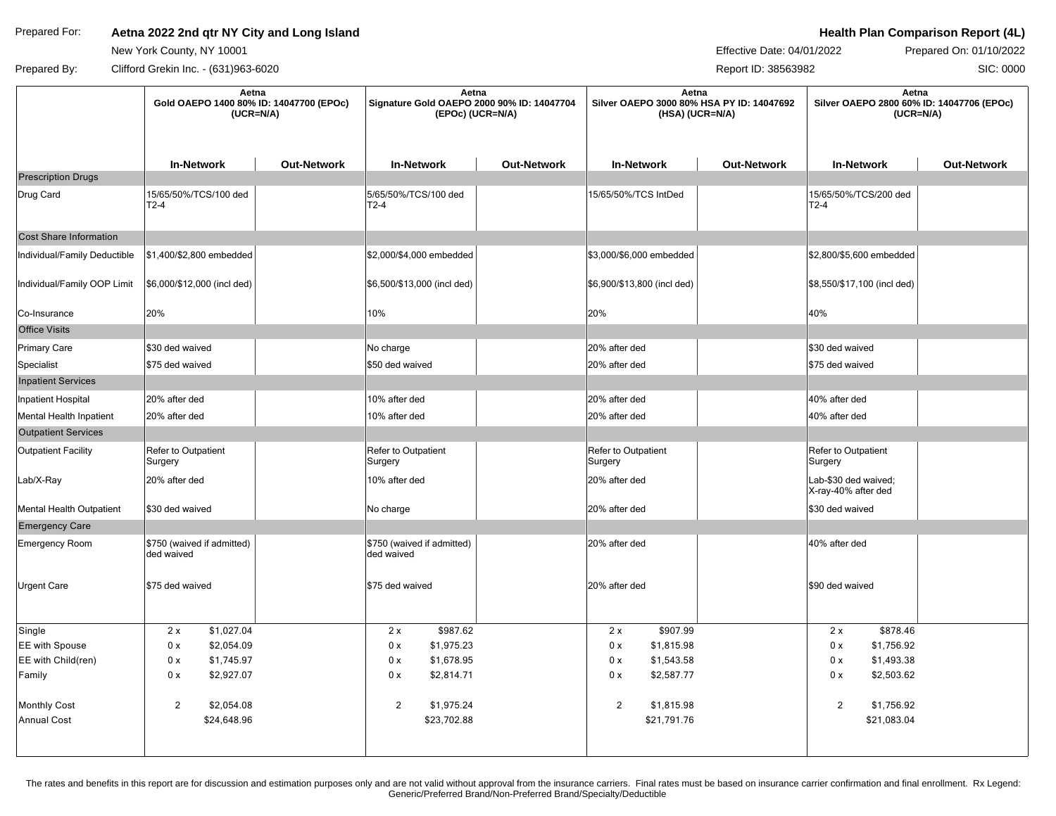Prepared For: **Aetna 2022 2nd qtr NY City and Long Island**

New York County, NY 10001

Prepared By: Clifford Grekin Inc. - (631)963-6020

**Health Plan Comparison Report (4L)**

Effective Date: 04/01/2022 | Prepared On: 01/10/2022

Report ID: 38563982 | SIC: 0000

| | Aetna Gold OAEPO 1400 80% ID: 14047700 (EPOc) (UCR=N/A) | | Aetna Signature Gold OAEPO 2000 90% ID: 14047704 (EPOc) (UCR=N/A) | | Aetna Silver OAEPO 3000 80% HSA PY ID: 14047692 (HSA) (UCR=N/A) | | Aetna Silver OAEPO 2800 60% ID: 14047706 (EPOc) (UCR=N/A) | |
|---|---|---|---|---|---|---|---|---|
| | **In-Network** | **Out-Network** | **In-Network** | **Out-Network** | **In-Network** | **Out-Network** | **In-Network** | **Out-Network** |
| **Prescription Drugs** | | | | | | | | |
| Drug Card | 15/65/50%/TCS/100 ded T2-4 | | 5/65/50%/TCS/100 ded T2-4 | | 15/65/50%/TCS IntDed | | 15/65/50%/TCS/200 ded T2-4 | |
| **Cost Share Information** | | | | | | | | |
| Individual/Family Deductible | $1,400/$2,800 embedded | | $2,000/$4,000 embedded | | $3,000/$6,000 embedded | | $2,800/$5,600 embedded | |
| Individual/Family OOP Limit | $6,000/$12,000 (incl ded) | | $6,500/$13,000 (incl ded) | | $6,900/$13,800 (incl ded) | | $8,550/$17,100 (incl ded) | |
| Co-Insurance | 20% | | 10% | | 20% | | 40% | |
| **Office Visits** | | | | | | | | |
| Primary Care | $30 ded waived | | No charge | | 20% after ded | | $30 ded waived | |
| Specialist | $75 ded waived | | $50 ded waived | | 20% after ded | | $75 ded waived | |
| **Inpatient Services** | | | | | | | | |
| Inpatient Hospital | 20% after ded | | 10% after ded | | 20% after ded | | 40% after ded | |
| Mental Health Inpatient | 20% after ded | | 10% after ded | | 20% after ded | | 40% after ded | |
| **Outpatient Services** | | | | | | | | |
| Outpatient Facility | Refer to Outpatient Surgery | | Refer to Outpatient Surgery | | Refer to Outpatient Surgery | | Refer to Outpatient Surgery | |
| Lab/X-Ray | 20% after ded | | 10% after ded | | 20% after ded | | Lab-$30 ded waived; X-ray-40% after ded | |
| Mental Health Outpatient | $30 ded waived | | No charge | | 20% after ded | | $30 ded waived | |
| **Emergency Care** | | | | | | | | |
| Emergency Room | $750 (waived if admitted) ded waived | | $750 (waived if admitted) ded waived | | 20% after ded | | 40% after ded | |
| Urgent Care | $75 ded waived | | $75 ded waived | | 20% after ded | | $90 ded waived | |
| Single | 2 x $1,027.04 | | 2 x $987.62 | | 2 x $907.99 | | 2 x $878.46 | |
| EE with Spouse | 0 x $2,054.09 | | 0 x $1,975.23 | | 0 x $1,815.98 | | 0 x $1,756.92 | |
| EE with Child(ren) | 0 x $1,745.97 | | 0 x $1,678.95 | | 0 x $1,543.58 | | 0 x $1,493.38 | |
| Family | 0 x $2,927.07 | | 0 x $2,814.71 | | 0 x $2,587.77 | | 0 x $2,503.62 | |
| Monthly Cost | 2 $2,054.08 | | 2 $1,975.24 | | 2 $1,815.98 | | 2 $1,756.92 | |
| Annual Cost | $24,648.96 | | $23,702.88 | | $21,791.76 | | $21,083.04 | |

The rates and benefits in this report are for discussion and estimation purposes only and are not valid without approval from the insurance carriers. Final rates must be based on insurance carrier confirmation and final enrollment. Rx Legend: Generic/Preferred Brand/Non-Preferred Brand/Specialty/Deductible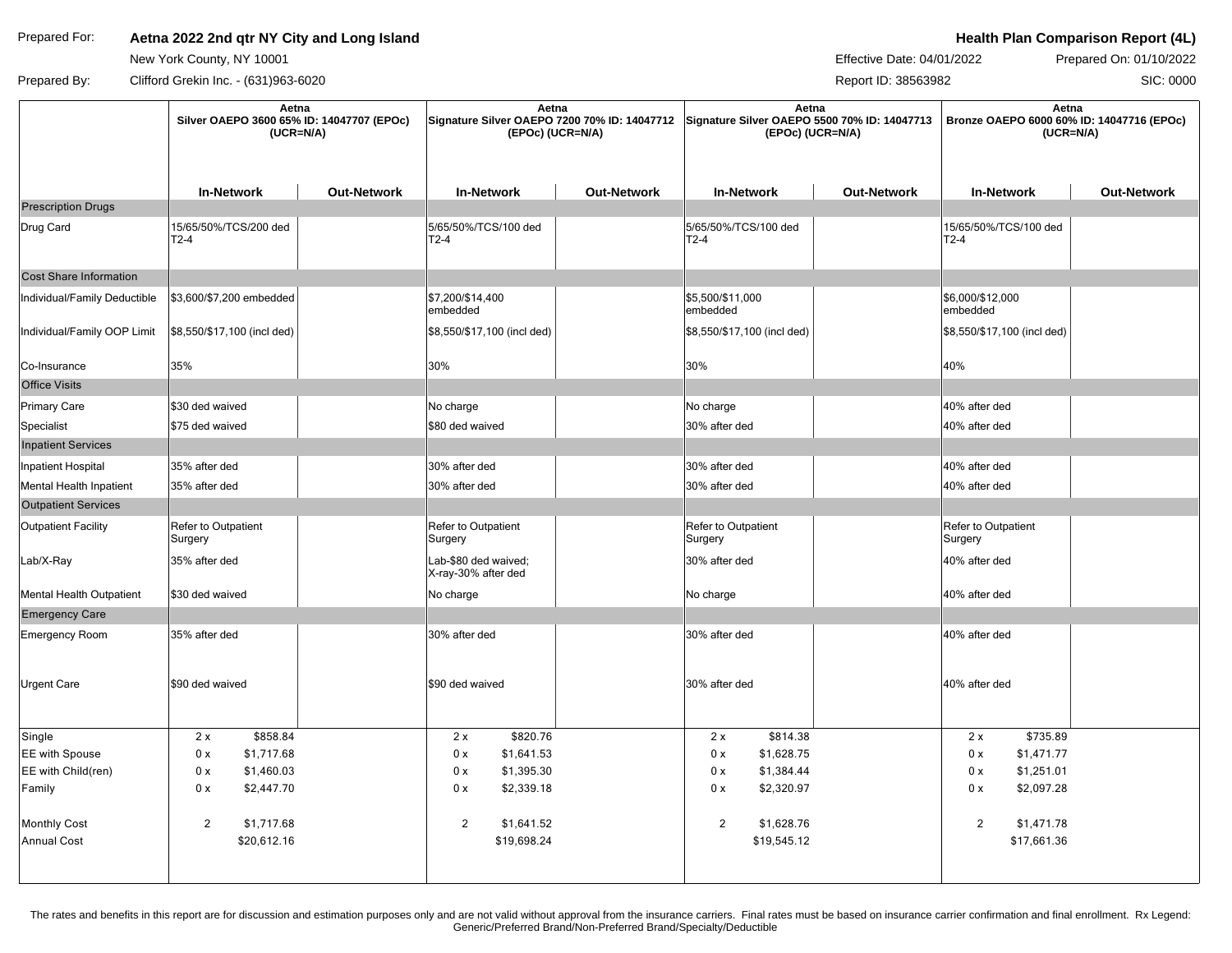Prepared For: **Aetna 2022 2nd qtr NY City and Long Island**
New York County, NY 10001

Prepared By: Clifford Grekin Inc. - (631)963-6020

**Health Plan Comparison Report (4L)**
Effective Date: 04/01/2022
Prepared On: 01/10/2022
Report ID: 38563982
SIC: 0000

| | Aetna Silver OAEPO 3600 65% ID: 14047707 (EPOc) (UCR=N/A) | | Aetna Signature Silver OAEPO 7200 70% ID: 14047712 (EPOc) (UCR=N/A) | | Aetna Signature Silver OAEPO 5500 70% ID: 14047713 (EPOc) (UCR=N/A) | | Aetna Bronze OAEPO 6000 60% ID: 14047716 (EPOc) (UCR=N/A) | |
|---|---|---|---|---|---|---|---|---|
| | **In-Network** | **Out-Network** | **In-Network** | **Out-Network** | **In-Network** | **Out-Network** | **In-Network** | **Out-Network** |
| **Prescription Drugs** | | | | | | | | |
| Drug Card | 15/65/50%/TCS/200 ded T2-4 | | 5/65/50%/TCS/100 ded T2-4 | | 5/65/50%/TCS/100 ded T2-4 | | 15/65/50%/TCS/100 ded T2-4 | |
| **Cost Share Information** | | | | | | | | |
| Individual/Family Deductible | $3,600/$7,200 embedded | | $7,200/$14,400 embedded | | $5,500/$11,000 embedded | | $6,000/$12,000 embedded | |
| Individual/Family OOP Limit | $8,550/$17,100 (incl ded) | | $8,550/$17,100 (incl ded) | | $8,550/$17,100 (incl ded) | | $8,550/$17,100 (incl ded) | |
| Co-Insurance | 35% | | 30% | | 30% | | 40% | |
| **Office Visits** | | | | | | | | |
| Primary Care | $30 ded waived | | No charge | | No charge | | 40% after ded | |
| Specialist | $75 ded waived | | $80 ded waived | | 30% after ded | | 40% after ded | |
| **Inpatient Services** | | | | | | | | |
| Inpatient Hospital | 35% after ded | | 30% after ded | | 30% after ded | | 40% after ded | |
| Mental Health Inpatient | 35% after ded | | 30% after ded | | 30% after ded | | 40% after ded | |
| **Outpatient Services** | | | | | | | | |
| Outpatient Facility | Refer to Outpatient Surgery | | Refer to Outpatient Surgery | | Refer to Outpatient Surgery | | Refer to Outpatient Surgery | |
| Lab/X-Ray | 35% after ded | | Lab-$80 ded waived; X-ray-30% after ded | | 30% after ded | | 40% after ded | |
| Mental Health Outpatient | $30 ded waived | | No charge | | No charge | | 40% after ded | |
| **Emergency Care** | | | | | | | | |
| Emergency Room | 35% after ded | | 30% after ded | | 30% after ded | | 40% after ded | |
| Urgent Care | $90 ded waived | | $90 ded waived | | 30% after ded | | 40% after ded | |
| Single | 2 x $858.84 | | 2 x $820.76 | | 2 x $814.38 | | 2 x $735.89 | |
| EE with Spouse | 0 x $1,717.68 | | 0 x $1,641.53 | | 0 x $1,628.75 | | 0 x $1,471.77 | |
| EE with Child(ren) | 0 x $1,460.03 | | 0 x $1,395.30 | | 0 x $1,384.44 | | 0 x $1,251.01 | |
| Family | 0 x $2,447.70 | | 0 x $2,339.18 | | 0 x $2,320.97 | | 0 x $2,097.28 | |
| Monthly Cost | 2 $1,717.68 | | 2 $1,641.52 | | 2 $1,628.76 | | 2 $1,471.78 | |
| Annual Cost | $20,612.16 | | $19,698.24 | | $19,545.12 | | $17,661.36 | |

The rates and benefits in this report are for discussion and estimation purposes only and are not valid without approval from the insurance carriers. Final rates must be based on insurance carrier confirmation and final enrollment. Rx Legend: Generic/Preferred Brand/Non-Preferred Brand/Specialty/Deductible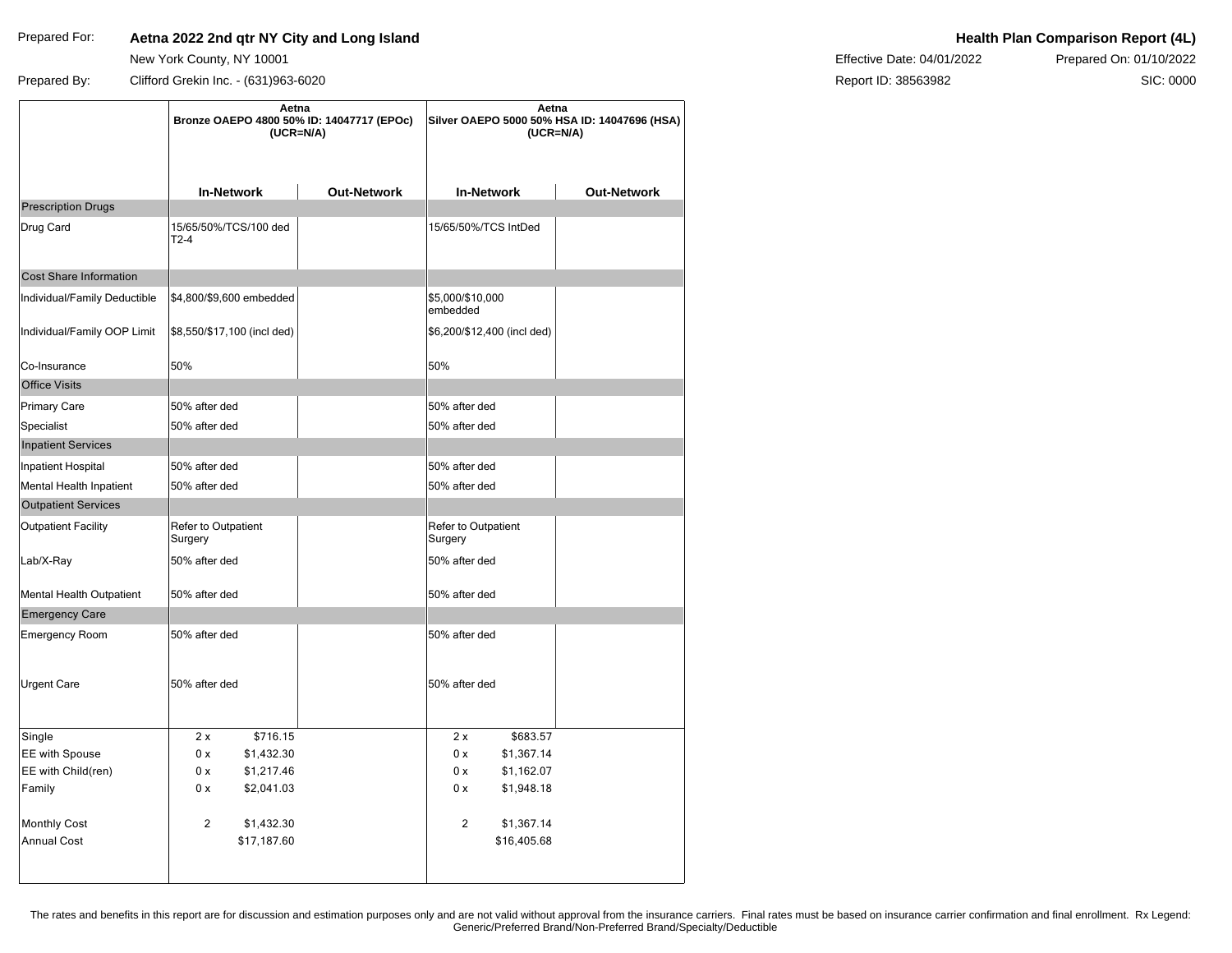Prepared For: **Aetna 2022 2nd qtr NY City and Long Island**

New York County, NY 10001

Prepared By: Clifford Grekin Inc. - (631)963-6020

**Health Plan Comparison Report (4L)**

Effective Date: 04/01/2022    Prepared On: 01/10/2022

Report ID: 38563982    SIC: 0000

| | Aetna Bronze OAEPO 4800 50% ID: 14047717 (EPOc) (UCR=N/A) | | Aetna Silver OAEPO 5000 50% HSA ID: 14047696 (HSA) (UCR=N/A) | |
|---|---|---|---|---|
| | **In-Network** | **Out-Network** | **In-Network** | **Out-Network** |
| **Prescription Drugs** | | | | |
| Drug Card | 15/65/50%/TCS/100 ded T2-4 | | 15/65/50%/TCS IntDed | |
| **Cost Share Information** | | | | |
| Individual/Family Deductible | $4,800/$9,600 embedded | | $5,000/$10,000 embedded | |
| Individual/Family OOP Limit | $8,550/$17,100 (incl ded) | | $6,200/$12,400 (incl ded) | |
| Co-Insurance | 50% | | 50% | |
| **Office Visits** | | | | |
| Primary Care | 50% after ded | | 50% after ded | |
| Specialist | 50% after ded | | 50% after ded | |
| **Inpatient Services** | | | | |
| Inpatient Hospital | 50% after ded | | 50% after ded | |
| Mental Health Inpatient | 50% after ded | | 50% after ded | |
| **Outpatient Services** | | | | |
| Outpatient Facility | Refer to Outpatient Surgery | | Refer to Outpatient Surgery | |
| Lab/X-Ray | 50% after ded | | 50% after ded | |
| Mental Health Outpatient | 50% after ded | | 50% after ded | |
| **Emergency Care** | | | | |
| Emergency Room | 50% after ded | | 50% after ded | |
| Urgent Care | 50% after ded | | 50% after ded | |
| Single | 2 x $716.15 | | 2 x $683.57 | |
| EE with Spouse | 0 x $1,432.30 | | 0 x $1,367.14 | |
| EE with Child(ren) | 0 x $1,217.46 | | 0 x $1,162.07 | |
| Family | 0 x $2,041.03 | | 0 x $1,948.18 | |
| Monthly Cost | 2 $1,432.30 | | 2 $1,367.14 | |
| Annual Cost | $17,187.60 | | $16,405.68 | |

The rates and benefits in this report are for discussion and estimation purposes only and are not valid without approval from the insurance carriers. Final rates must be based on insurance carrier confirmation and final enrollment. Rx Legend: Generic/Preferred Brand/Non-Preferred Brand/Specialty/Deductible